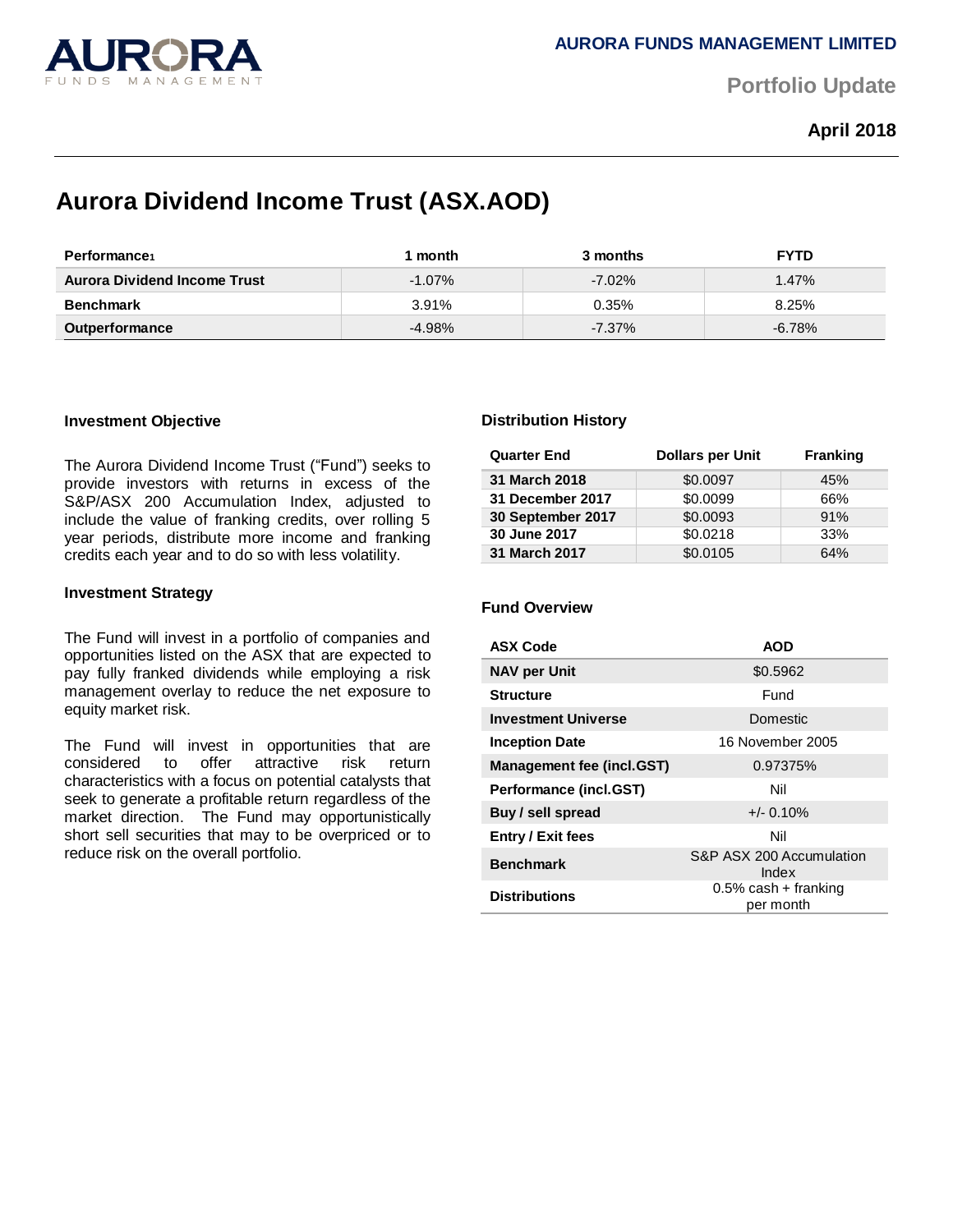AURORA FUNDS MANAGEMENT LIMITED

Portfolio Update

**April 2018**

# Aurora Dividend Income Trust (ASX.AOD)

| Performance[1] | 1 month | 3 months | FYTD |
|---|---|---|---|
| **Aurora Dividend Income Trust** | -1.07% | -7.02% | 1.47% |
| **Benchmark** | 3.91% | 0.35% | 8.25% |
| **Outperformance** | -4.98% | -7.37% | -6.78% |

### Investment Objective

The Aurora Dividend Income Trust ("Fund") seeks to provide investors with returns in excess of the S&P/ASX 200 Accumulation Index, adjusted to include the value of franking credits, over rolling 5 year periods, distribute more income and franking credits each year and to do so with less volatility.

### Investment Strategy

The Fund will invest in a portfolio of companies and opportunities listed on the ASX that are expected to pay fully franked dividends while employing a risk management overlay to reduce the net exposure to equity market risk.

The Fund will invest in opportunities that are considered to offer attractive risk return characteristics with a focus on potential catalysts that seek to generate a profitable return regardless of the market direction. The Fund may opportunistically short sell securities that may to be overpriced or to reduce risk on the overall portfolio.

### Distribution History

| Quarter End | Dollars per Unit | Franking |
|---|---|---|
| **31 March 2018** | $0.0097 | 45% |
| **31 December 2017** | $0.0099 | 66% |
| **30 September 2017** | $0.0093 | 91% |
| **30 June 2017** | $0.0218 | 33% |
| **31 March 2017** | $0.0105 | 64% |

### Fund Overview

| ASX Code | AOD |
|---|---|
| **NAV per Unit** | $0.5962 |
| **Structure** | Fund |
| **Investment Universe** | Domestic |
| **Inception Date** | 16 November 2005 |
| **Management fee (incl.GST)** | 0.97375% |
| **Performance (incl.GST)** | Nil |
| **Buy / sell spread** | +/- 0.10% |
| **Entry / Exit fees** | Nil |
| **Benchmark** | S&P ASX 200 Accumulation Index |
| **Distributions** | 0.5% cash + franking per month |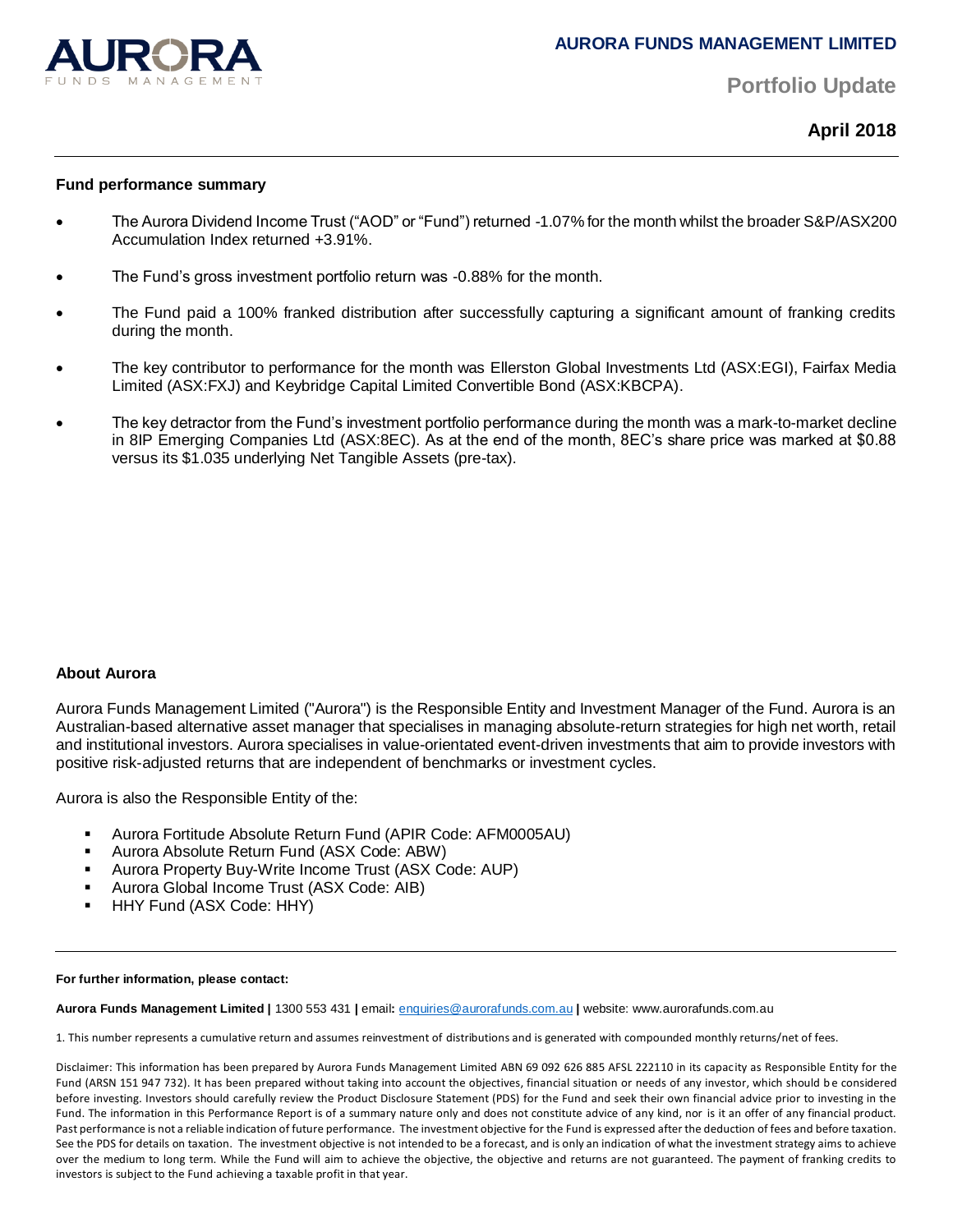## Fund performance summary

- The Aurora Dividend Income Trust ("AOD" or "Fund") returned -1.07% for the month whilst the broader S&P/ASX200 Accumulation Index returned +3.91%.
- The Fund's gross investment portfolio return was -0.88% for the month.
- The Fund paid a 100% franked distribution after successfully capturing a significant amount of franking credits during the month.
- The key contributor to performance for the month was Ellerston Global Investments Ltd (ASX:EGI), Fairfax Media Limited (ASX:FXJ) and Keybridge Capital Limited Convertible Bond (ASX:KBCPA).
- The key detractor from the Fund's investment portfolio performance during the month was a mark-to-market decline in 8IP Emerging Companies Ltd (ASX:8EC). As at the end of the month, 8EC's share price was marked at $0.88 versus its $1.035 underlying Net Tangible Assets (pre-tax).

## About Aurora

Aurora Funds Management Limited ("Aurora") is the Responsible Entity and Investment Manager of the Fund. Aurora is an Australian-based alternative asset manager that specialises in managing absolute-return strategies for high net worth, retail and institutional investors. Aurora specialises in value-orientated event-driven investments that aim to provide investors with positive risk-adjusted returns that are independent of benchmarks or investment cycles.

Aurora is also the Responsible Entity of the:

- Aurora Fortitude Absolute Return Fund (APIR Code: AFM0005AU)
- Aurora Absolute Return Fund (ASX Code: ABW)
- Aurora Property Buy-Write Income Trust (ASX Code: AUP)
- Aurora Global Income Trust (ASX Code: AIB)
- HHY Fund (ASX Code: HHY)

**For further information, please contact:**

**Aurora Funds Management Limited |** 1300 553 431 **|** email**:** enquiries@aurorafunds.com.au **|** website: www.aurorafunds.com.au

1. This number represents a cumulative return and assumes reinvestment of distributions and is generated with compounded monthly returns/net of fees.

Disclaimer: This information has been prepared by Aurora Funds Management Limited ABN 69 092 626 885 AFSL 222110 in its capacity as Responsible Entity for the Fund (ARSN 151 947 732). It has been prepared without taking into account the objectives, financial situation or needs of any investor, which should be considered before investing. Investors should carefully review the Product Disclosure Statement (PDS) for the Fund and seek their own financial advice prior to investing in the Fund. The information in this Performance Report is of a summary nature only and does not constitute advice of any kind, nor is it an offer of any financial product. Past performance is not a reliable indication of future performance. The investment objective for the Fund is expressed after the deduction of fees and before taxation. See the PDS for details on taxation. The investment objective is not intended to be a forecast, and is only an indication of what the investment strategy aims to achieve over the medium to long term. While the Fund will aim to achieve the objective, the objective and returns are not guaranteed. The payment of franking credits to investors is subject to the Fund achieving a taxable profit in that year.